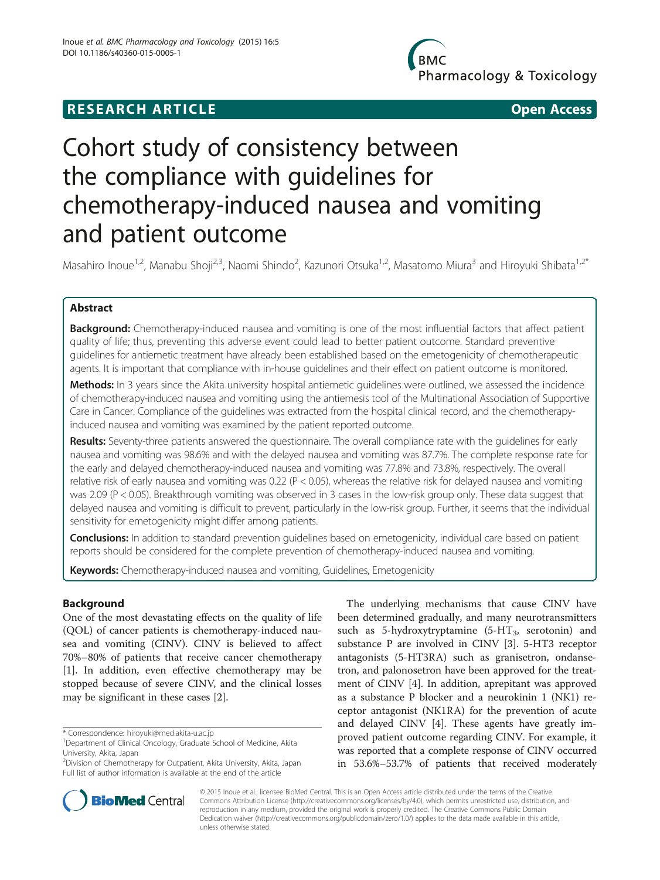RESEARCH ARTICLE Open Access

# Cohort study of consistency between the compliance with guidelines for chemotherapy-induced nausea and vomiting and patient outcome

Masahiro Inoue[1,2], Manabu Shoji[2,3], Naomi Shindo[2], Kazunori Otsuka[1,2], Masatomo Miura[3] and Hiroyuki Shibata[1,2*]

## Abstract

**Background:** Chemotherapy-induced nausea and vomiting is one of the most influential factors that affect patient quality of life; thus, preventing this adverse event could lead to better patient outcome. Standard preventive guidelines for antiemetic treatment have already been established based on the emetogenicity of chemotherapeutic agents. It is important that compliance with in-house guidelines and their effect on patient outcome is monitored.

**Methods:** In 3 years since the Akita university hospital antiemetic guidelines were outlined, we assessed the incidence of chemotherapy-induced nausea and vomiting using the antiemesis tool of the Multinational Association of Supportive Care in Cancer. Compliance of the guidelines was extracted from the hospital clinical record, and the chemotherapy-induced nausea and vomiting was examined by the patient reported outcome.

**Results:** Seventy-three patients answered the questionnaire. The overall compliance rate with the guidelines for early nausea and vomiting was 98.6% and with the delayed nausea and vomiting was 87.7%. The complete response rate for the early and delayed chemotherapy-induced nausea and vomiting was 77.8% and 73.8%, respectively. The overall relative risk of early nausea and vomiting was 0.22 ($P < 0.05$), whereas the relative risk for delayed nausea and vomiting was 2.09 ($P < 0.05$). Breakthrough vomiting was observed in 3 cases in the low-risk group only. These data suggest that delayed nausea and vomiting is difficult to prevent, particularly in the low-risk group. Further, it seems that the individual sensitivity for emetogenicity might differ among patients.

**Conclusions:** In addition to standard prevention guidelines based on emetogenicity, individual care based on patient reports should be considered for the complete prevention of chemotherapy-induced nausea and vomiting.

**Keywords:** Chemotherapy-induced nausea and vomiting, Guidelines, Emetogenicity

## Background

One of the most devastating effects on the quality of life (QOL) of cancer patients is chemotherapy-induced nausea and vomiting (CINV). CINV is believed to affect 70%–80% of patients that receive cancer chemotherapy [1]. In addition, even effective chemotherapy may be stopped because of severe CINV, and the clinical losses may be significant in these cases [2].

The underlying mechanisms that cause CINV have been determined gradually, and many neurotransmitters such as 5-hydroxytryptamine (5-$HT_3$, serotonin) and substance P are involved in CINV [3]. 5-HT3 receptor antagonists (5-HT3RA) such as granisetron, ondansetron, and palonosetron have been approved for the treatment of CINV [4]. In addition, aprepitant was approved as a substance P blocker and a neurokinin 1 (NK1) receptor antagonist (NK1RA) for the prevention of acute and delayed CINV [4]. These agents have greatly improved patient outcome regarding CINV. For example, it was reported that a complete response of CINV occurred in 53.6%–53.7% of patients that received moderately

\* Correspondence: hiroyuki@med.akita-u.ac.jp

[1]Department of Clinical Oncology, Graduate School of Medicine, Akita University, Akita, Japan

[2]Division of Chemotherapy for Outpatient, Akita University, Akita, Japan

Full list of author information is available at the end of the article

© 2015 Inoue et al.; licensee BioMed Central. This is an Open Access article distributed under the terms of the Creative Commons Attribution License (http://creativecommons.org/licenses/by/4.0), which permits unrestricted use, distribution, and reproduction in any medium, provided the original work is properly credited. The Creative Commons Public Domain Dedication waiver (http://creativecommons.org/publicdomain/zero/1.0/) applies to the data made available in this article, unless otherwise stated.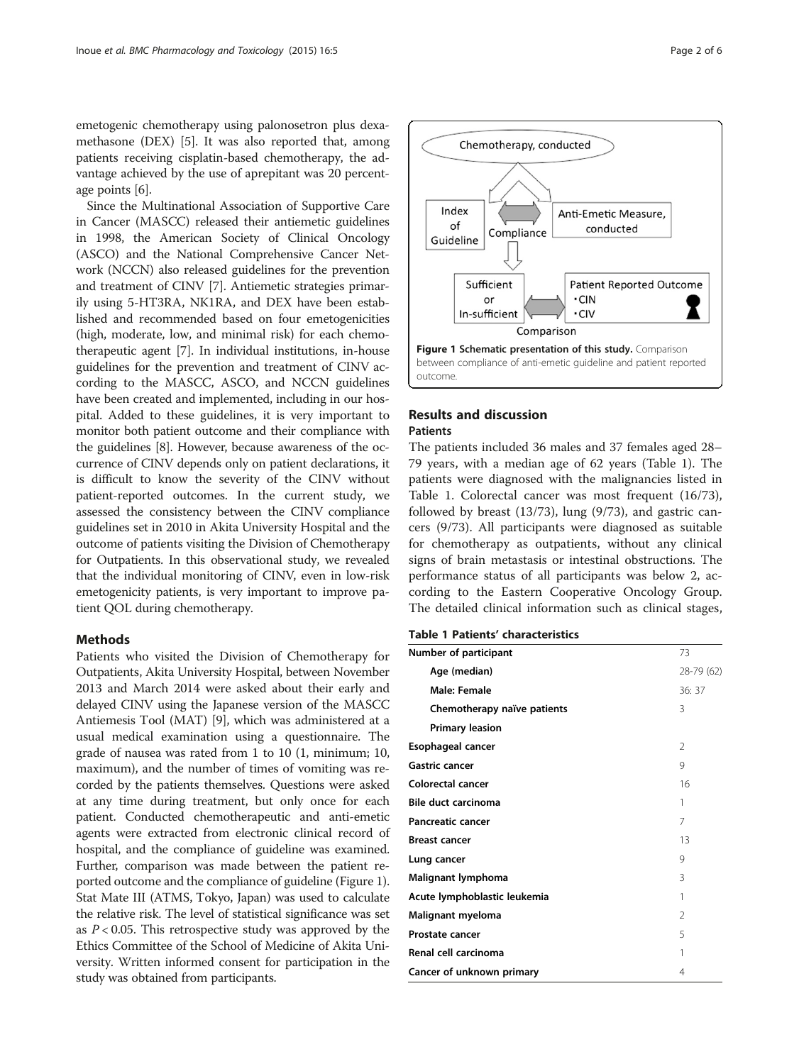emetogenic chemotherapy using palonosetron plus dexamethasone (DEX) [5]. It was also reported that, among patients receiving cisplatin-based chemotherapy, the advantage achieved by the use of aprepitant was 20 percentage points [6].

Since the Multinational Association of Supportive Care in Cancer (MASCC) released their antiemetic guidelines in 1998, the American Society of Clinical Oncology (ASCO) and the National Comprehensive Cancer Network (NCCN) also released guidelines for the prevention and treatment of CINV [7]. Antiemetic strategies primarily using 5-HT3RA, NK1RA, and DEX have been established and recommended based on four emetogenicities (high, moderate, low, and minimal risk) for each chemotherapeutic agent [7]. In individual institutions, in-house guidelines for the prevention and treatment of CINV according to the MASCC, ASCO, and NCCN guidelines have been created and implemented, including in our hospital. Added to these guidelines, it is very important to monitor both patient outcome and their compliance with the guidelines [8]. However, because awareness of the occurrence of CINV depends only on patient declarations, it is difficult to know the severity of the CINV without patient-reported outcomes. In the current study, we assessed the consistency between the CINV compliance guidelines set in 2010 in Akita University Hospital and the outcome of patients visiting the Division of Chemotherapy for Outpatients. In this observational study, we revealed that the individual monitoring of CINV, even in low-risk emetogenicity patients, is very important to improve patient QOL during chemotherapy.

## Methods

Patients who visited the Division of Chemotherapy for Outpatients, Akita University Hospital, between November 2013 and March 2014 were asked about their early and delayed CINV using the Japanese version of the MASCC Antiemesis Tool (MAT) [9], which was administered at a usual medical examination using a questionnaire. The grade of nausea was rated from 1 to 10 (1, minimum; 10, maximum), and the number of times of vomiting was recorded by the patients themselves. Questions were asked at any time during treatment, but only once for each patient. Conducted chemotherapeutic and anti-emetic agents were extracted from electronic clinical record of hospital, and the compliance of guideline was examined. Further, comparison was made between the patient reported outcome and the compliance of guideline (Figure 1). Stat Mate III (ATMS, Tokyo, Japan) was used to calculate the relative risk. The level of statistical significance was set as $P < 0.05$. This retrospective study was approved by the Ethics Committee of the School of Medicine of Akita University. Written informed consent for participation in the study was obtained from participants.

Chemotherapy, conducted

Index of Guideline | Compliance | Anti-Emetic Measure, conducted

Sufficient or In-sufficient | Comparison | Patient Reported Outcome • CIN • CIV

**Figure 1 Schematic presentation of this study.** Comparison between compliance of anti-emetic guideline and patient reported outcome.

## Results and discussion

### Patients

The patients included 36 males and 37 females aged 28–79 years, with a median age of 62 years (Table 1). The patients were diagnosed with the malignancies listed in Table 1. Colorectal cancer was most frequent (16/73), followed by breast (13/73), lung (9/73), and gastric cancers (9/73). All participants were diagnosed as suitable for chemotherapy as outpatients, without any clinical signs of brain metastasis or intestinal obstructions. The performance status of all participants was below 2, according to the Eastern Cooperative Oncology Group. The detailed clinical information such as clinical stages,

**Table 1 Patients' characteristics**

| | |
|---|---|
| **Number of participant** | 73 |
| **Age (median)** | 28-79 (62) |
| **Male: Female** | 36: 37 |
| **Chemotherapy naïve patients** | 3 |
| **Primary leasion** | |
| **Esophageal cancer** | 2 |
| **Gastric cancer** | 9 |
| **Colorectal cancer** | 16 |
| **Bile duct carcinoma** | 1 |
| **Pancreatic cancer** | 7 |
| **Breast cancer** | 13 |
| **Lung cancer** | 9 |
| **Malignant lymphoma** | 3 |
| **Acute lymphoblastic leukemia** | 1 |
| **Malignant myeloma** | 2 |
| **Prostate cancer** | 5 |
| **Renal cell carcinoma** | 1 |
| **Cancer of unknown primary** | 4 |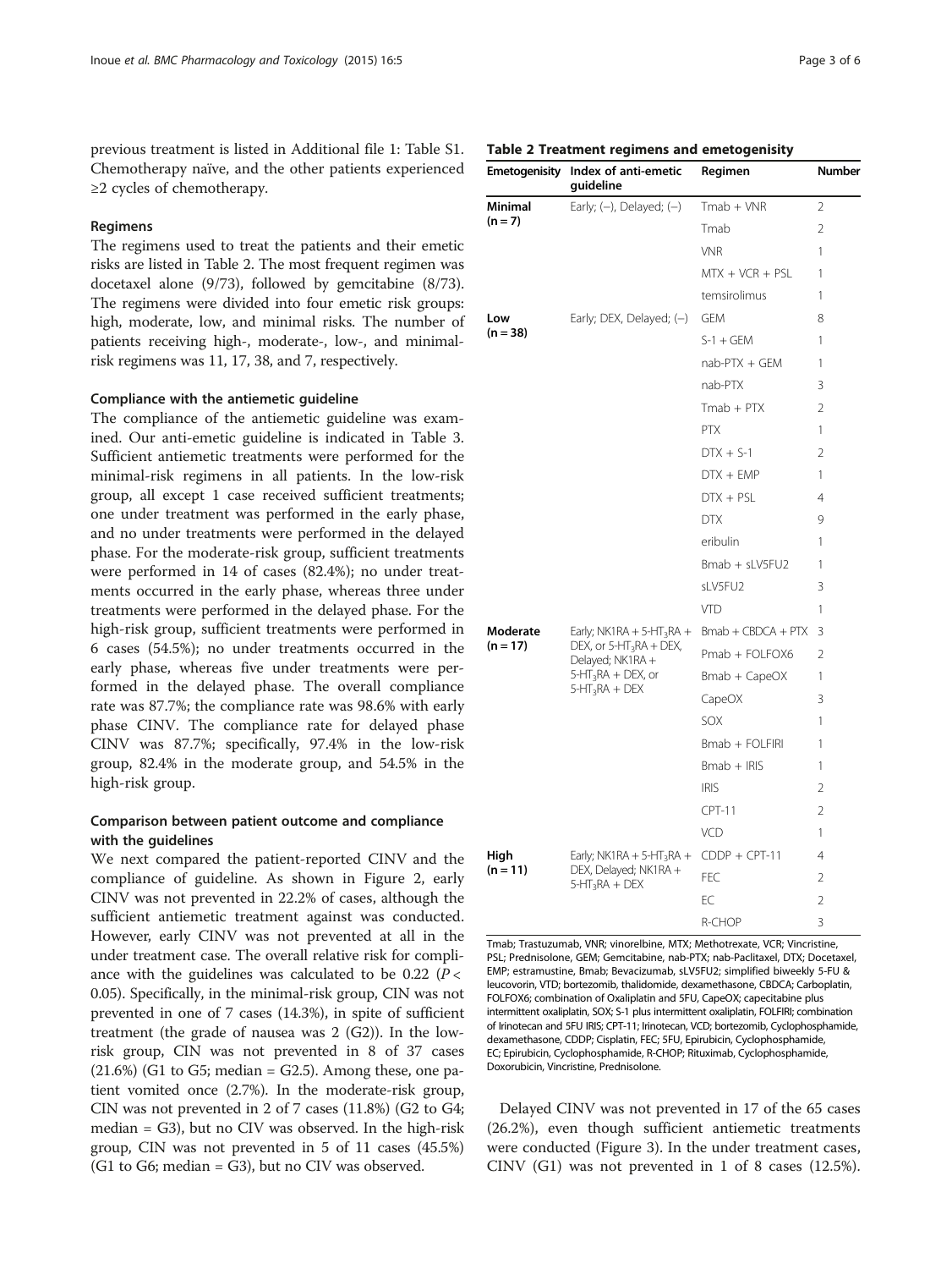previous treatment is listed in Additional file 1: Table S1. Chemotherapy naïve, and the other patients experienced ≥2 cycles of chemotherapy.

### Regimens

The regimens used to treat the patients and their emetic risks are listed in Table 2. The most frequent regimen was docetaxel alone (9/73), followed by gemcitabine (8/73). The regimens were divided into four emetic risk groups: high, moderate, low, and minimal risks. The number of patients receiving high-, moderate-, low-, and minimal-risk regimens was 11, 17, 38, and 7, respectively.

### Compliance with the antiemetic guideline

The compliance of the antiemetic guideline was examined. Our anti-emetic guideline is indicated in Table 3. Sufficient antiemetic treatments were performed for the minimal-risk regimens in all patients. In the low-risk group, all except 1 case received sufficient treatments; one under treatment was performed in the early phase, and no under treatments were performed in the delayed phase. For the moderate-risk group, sufficient treatments were performed in 14 of cases (82.4%); no under treatments occurred in the early phase, whereas three under treatments were performed in the delayed phase. For the high-risk group, sufficient treatments were performed in 6 cases (54.5%); no under treatments occurred in the early phase, whereas five under treatments were performed in the delayed phase. The overall compliance rate was 87.7%; the compliance rate was 98.6% with early phase CINV. The compliance rate for delayed phase CINV was 87.7%; specifically, 97.4% in the low-risk group, 82.4% in the moderate group, and 54.5% in the high-risk group.

### Comparison between patient outcome and compliance with the guidelines

We next compared the patient-reported CINV and the compliance of guideline. As shown in Figure 2, early CINV was not prevented in 22.2% of cases, although the sufficient antiemetic treatment against was conducted. However, early CINV was not prevented at all in the under treatment case. The overall relative risk for compliance with the guidelines was calculated to be 0.22 ($P < 0.05$). Specifically, in the minimal-risk group, CIN was not prevented in one of 7 cases (14.3%), in spite of sufficient treatment (the grade of nausea was 2 (G2)). In the low-risk group, CIN was not prevented in 8 of 37 cases (21.6%) (G1 to G5; median = G2.5). Among these, one patient vomited once (2.7%). In the moderate-risk group, CIN was not prevented in 2 of 7 cases (11.8%) (G2 to G4; median = G3), but no CIV was observed. In the high-risk group, CIN was not prevented in 5 of 11 cases (45.5%) (G1 to G6; median = G3), but no CIV was observed.

**Table 2 Treatment regimens and emetogenisity**

| Emetogenisity | Index of anti-emetic guideline | Regimen | Number |
|---|---|---|---|
| **Minimal (n = 7)** | Early; (−), Delayed; (−) | Tmab + VNR | 2 |
| | | Tmab | 2 |
| | | VNR | 1 |
| | | MTX + VCR + PSL | 1 |
| | | temsirolimus | 1 |
| **Low (n = 38)** | Early; DEX, Delayed; (−) | GEM | 8 |
| | | S-1 + GEM | 1 |
| | | nab-PTX + GEM | 1 |
| | | nab-PTX | 3 |
| | | Tmab + PTX | 2 |
| | | PTX | 1 |
| | | DTX + S-1 | 2 |
| | | DTX + EMP | 1 |
| | | DTX + PSL | 4 |
| | | DTX | 9 |
| | | eribulin | 1 |
| | | Bmab + sLV5FU2 | 1 |
| | | sLV5FU2 | 3 |
| | | VTD | 1 |
| **Moderate (n = 17)** | Early; NK1RA + $5\text{-HT}_3$RA + DEX, or $5\text{-HT}_3$RA + DEX, Delayed; NK1RA + $5\text{-HT}_3$RA + DEX, or $5\text{-HT}_3$RA + DEX | Bmab + CBDCA + PTX | 3 |
| | | Pmab + FOLFOX6 | 2 |
| | | Bmab + CapeOX | 1 |
| | | CapeOX | 3 |
| | | SOX | 1 |
| | | Bmab + FOLFIRI | 1 |
| | | Bmab + IRIS | 1 |
| | | IRIS | 2 |
| | | CPT-11 | 2 |
| | | VCD | 1 |
| **High (n = 11)** | Early; NK1RA + $5\text{-HT}_3$RA + DEX, Delayed; NK1RA + $5\text{-HT}_3$RA + DEX | CDDP + CPT-11 | 4 |
| | | FEC | 2 |
| | | EC | 2 |
| | | R-CHOP | 3 |

Tmab; Trastuzumab, VNR; vinorelbine, MTX; Methotrexate, VCR; Vincristine, PSL; Prednisolone, GEM; Gemcitabine, nab-PTX; nab-Paclitaxel, DTX; Docetaxel, EMP; estramustine, Bmab; Bevacizumab, sLV5FU2; simplified biweekly 5-FU & leucovorin, VTD; bortezomib, thalidomide, dexamethasone, CBDCA; Carboplatin, FOLFOX6; combination of Oxaliplatin and 5FU, CapeOX; capecitabine plus intermittent oxaliplatin, SOX; S-1 plus intermittent oxaliplatin, FOLFIRI; combination of Irinotecan and 5FU IRIS; CPT-11; Irinotecan, VCD; bortezomib, Cyclophosphamide, dexamethasone, CDDP; Cisplatin, FEC; 5FU, Epirubicin, Cyclophosphamide, EC; Epirubicin, Cyclophosphamide, R-CHOP; Rituximab, Cyclophosphamide, Doxorubicin, Vincristine, Prednisolone.

Delayed CINV was not prevented in 17 of the 65 cases (26.2%), even though sufficient antiemetic treatments were conducted (Figure 3). In the under treatment cases, CINV (G1) was not prevented in 1 of 8 cases (12.5%).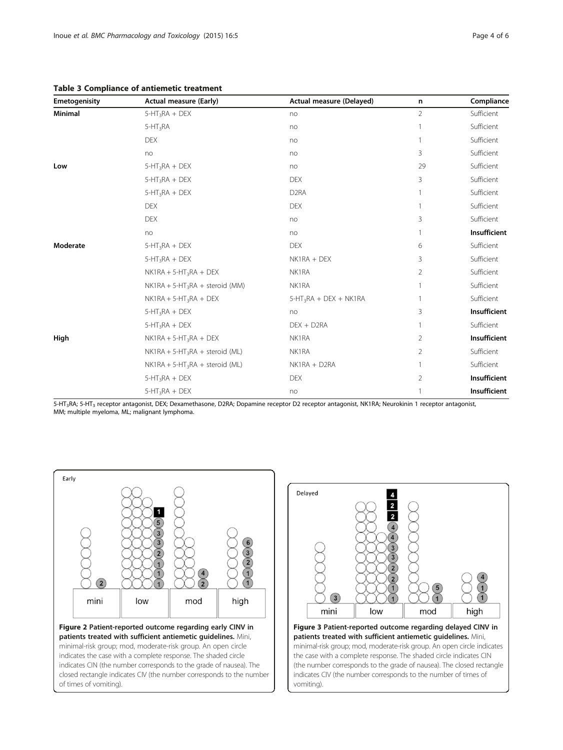**Table 3 Compliance of antiemetic treatment**

| Emetogenisity | Actual measure (Early) | Actual measure (Delayed) | n | Compliance |
|---|---|---|---|---|
| **Minimal** | $5\text{-}HT_3RA$ + DEX | no | 2 | Sufficient |
| | $5\text{-}HT_3RA$ | no | 1 | Sufficient |
| | DEX | no | 1 | Sufficient |
| | no | no | 3 | Sufficient |
| **Low** | $5\text{-}HT_3RA$ + DEX | no | 29 | Sufficient |
| | $5\text{-}HT_3RA$ + DEX | DEX | 3 | Sufficient |
| | $5\text{-}HT_3RA$ + DEX | D2RA | 1 | Sufficient |
| | DEX | DEX | 1 | Sufficient |
| | DEX | no | 3 | Sufficient |
| | no | no | 1 | **Insufficient** |
| **Moderate** | $5\text{-}HT_3RA$ + DEX | DEX | 6 | Sufficient |
| | $5\text{-}HT_3RA$ + DEX | NK1RA + DEX | 3 | Sufficient |
| | NK1RA + $5\text{-}HT_3RA$ + DEX | NK1RA | 2 | Sufficient |
| | NK1RA + $5\text{-}HT_3RA$ + steroid (MM) | NK1RA | 1 | Sufficient |
| | NK1RA + $5\text{-}HT_3RA$ + DEX | $5\text{-}HT_3RA$ + DEX + NK1RA | 1 | Sufficient |
| | $5\text{-}HT_3RA$ + DEX | no | 3 | **Insufficient** |
| | $5\text{-}HT_3RA$ + DEX | DEX + D2RA | 1 | Sufficient |
| **High** | NK1RA + $5\text{-}HT_3RA$ + DEX | NK1RA | 2 | **Insufficient** |
| | NK1RA + $5\text{-}HT_3RA$ + steroid (ML) | NK1RA | 2 | Sufficient |
| | NK1RA + $5\text{-}HT_3RA$ + steroid (ML) | NK1RA + D2RA | 1 | Sufficient |
| | $5\text{-}HT_3RA$ + DEX | DEX | 2 | **Insufficient** |
| | $5\text{-}HT_3RA$ + DEX | no | 1 | **Insufficient** |

$5\text{-}HT_3RA$; $5\text{-}HT_3$ receptor antagonist, DEX; Dexamethasone, D2RA; Dopamine receptor D2 receptor antagonist, NK1RA; Neurokinin 1 receptor antagonist, MM; multiple myeloma, ML; malignant lymphoma.

**Figure 2 Patient-reported outcome regarding early CINV in patients treated with sufficient antiemetic guidelines.** Mini, minimal-risk group; mod, moderate-risk group. An open circle indicates the case with a complete response. The shaded circle indicates CIN (the number corresponds to the grade of nausea). The closed rectangle indicates CIV (the number corresponds to the number of times of vomiting).

**Figure 3 Patient-reported outcome regarding delayed CINV in patients treated with sufficient antiemetic guidelines.** Mini, minimal-risk group; mod, moderate-risk group. An open circle indicates the case with a complete response. The shaded circle indicates CIN (the number corresponds to the grade of nausea). The closed rectangle indicates CIV (the number corresponds to the number of times of vomiting).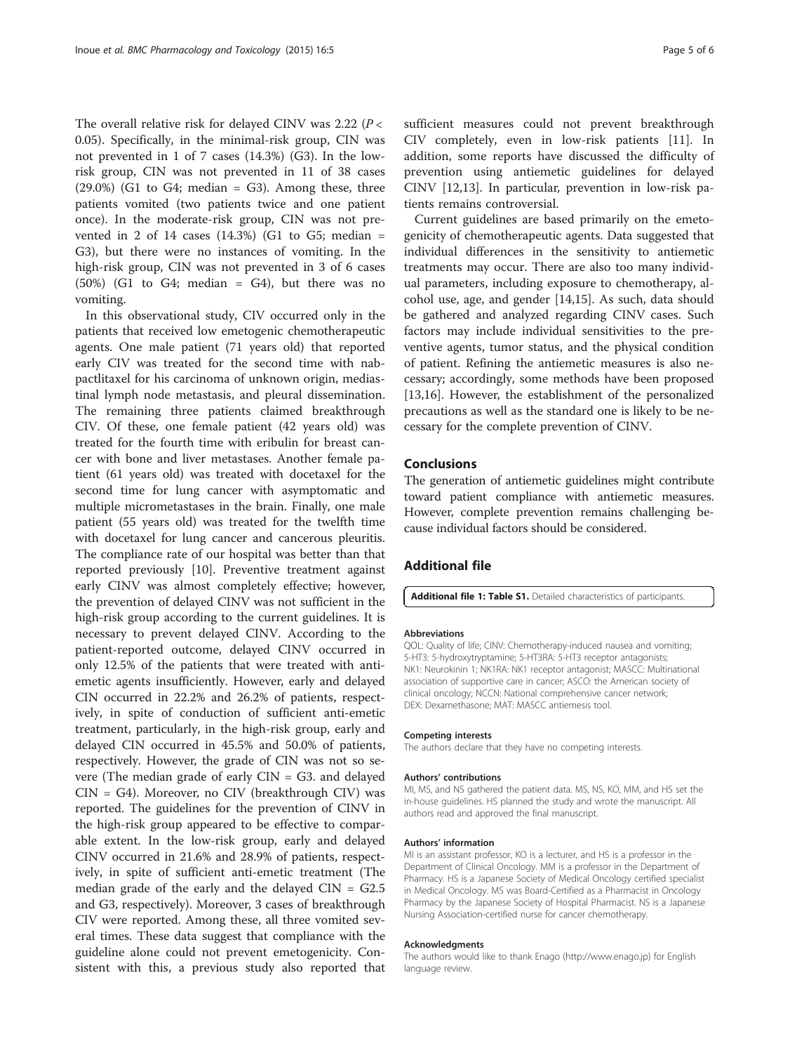The overall relative risk for delayed CINV was 2.22 ($P < 0.05$). Specifically, in the minimal-risk group, CIN was not prevented in 1 of 7 cases (14.3%) (G3). In the low-risk group, CIN was not prevented in 11 of 38 cases (29.0%) (G1 to G4; median = G3). Among these, three patients vomited (two patients twice and one patient once). In the moderate-risk group, CIN was not prevented in 2 of 14 cases (14.3%) (G1 to G5; median = G3), but there were no instances of vomiting. In the high-risk group, CIN was not prevented in 3 of 6 cases (50%) (G1 to G4; median = G4), but there was no vomiting.

In this observational study, CIV occurred only in the patients that received low emetogenic chemotherapeutic agents. One male patient (71 years old) that reported early CIV was treated for the second time with nab-pactlitaxel for his carcinoma of unknown origin, mediastinal lymph node metastasis, and pleural dissemination. The remaining three patients claimed breakthrough CIV. Of these, one female patient (42 years old) was treated for the fourth time with eribulin for breast cancer with bone and liver metastases. Another female patient (61 years old) was treated with docetaxel for the second time for lung cancer with asymptomatic and multiple micrometastases in the brain. Finally, one male patient (55 years old) was treated for the twelfth time with docetaxel for lung cancer and cancerous pleuritis. The compliance rate of our hospital was better than that reported previously [10]. Preventive treatment against early CINV was almost completely effective; however, the prevention of delayed CINV was not sufficient in the high-risk group according to the current guidelines. It is necessary to prevent delayed CINV. According to the patient-reported outcome, delayed CINV occurred in only 12.5% of the patients that were treated with antiemetic agents insufficiently. However, early and delayed CIN occurred in 22.2% and 26.2% of patients, respectively, in spite of conduction of sufficient anti-emetic treatment, particularly, in the high-risk group, early and delayed CIN occurred in 45.5% and 50.0% of patients, respectively. However, the grade of CIN was not so severe (The median grade of early CIN = G3. and delayed CIN = G4). Moreover, no CIV (breakthrough CIV) was reported. The guidelines for the prevention of CINV in the high-risk group appeared to be effective to comparable extent. In the low-risk group, early and delayed CINV occurred in 21.6% and 28.9% of patients, respectively, in spite of sufficient anti-emetic treatment (The median grade of the early and the delayed CIN = G2.5 and G3, respectively). Moreover, 3 cases of breakthrough CIV were reported. Among these, all three vomited several times. These data suggest that compliance with the guideline alone could not prevent emetogenicity. Consistent with this, a previous study also reported that sufficient measures could not prevent breakthrough CIV completely, even in low-risk patients [11]. In addition, some reports have discussed the difficulty of prevention using antiemetic guidelines for delayed CINV [12,13]. In particular, prevention in low-risk patients remains controversial.

Current guidelines are based primarily on the emetogenicity of chemotherapeutic agents. Data suggested that individual differences in the sensitivity to antiemetic treatments may occur. There are also too many individual parameters, including exposure to chemotherapy, alcohol use, age, and gender [14,15]. As such, data should be gathered and analyzed regarding CINV cases. Such factors may include individual sensitivities to the preventive agents, tumor status, and the physical condition of patient. Refining the antiemetic measures is also necessary; accordingly, some methods have been proposed [13,16]. However, the establishment of the personalized precautions as well as the standard one is likely to be necessary for the complete prevention of CINV.

## Conclusions

The generation of antiemetic guidelines might contribute toward patient compliance with antiemetic measures. However, complete prevention remains challenging because individual factors should be considered.

## Additional file

**Additional file 1: Table S1.** Detailed characteristics of participants.

#### Abbreviations

QOL: Quality of life; CINV: Chemotherapy-induced nausea and vomiting; 5-HT3: 5-hydroxytryptamine; 5-HT3RA: 5-HT3 receptor antagonists; NK1: Neurokinin 1; NK1RA: NK1 receptor antagonist; MASCC: Multinational association of supportive care in cancer; ASCO: the American society of clinical oncology; NCCN: National comprehensive cancer network; DEX: Dexamethasone; MAT: MASCC antiemesis tool.

#### Competing interests

The authors declare that they have no competing interests.

#### Authors' contributions

MI, MS, and NS gathered the patient data. MS, NS, KO, MM, and HS set the in-house guidelines. HS planned the study and wrote the manuscript. All authors read and approved the final manuscript.

#### Authors' information

MI is an assistant professor, KO is a lecturer, and HS is a professor in the Department of Clinical Oncology. MM is a professor in the Department of Pharmacy. HS is a Japanese Society of Medical Oncology certified specialist in Medical Oncology. MS was Board-Certified as a Pharmacist in Oncology Pharmacy by the Japanese Society of Hospital Pharmacist. NS is a Japanese Nursing Association-certified nurse for cancer chemotherapy.

#### Acknowledgments

The authors would like to thank Enago (http://www.enago.jp) for English language review.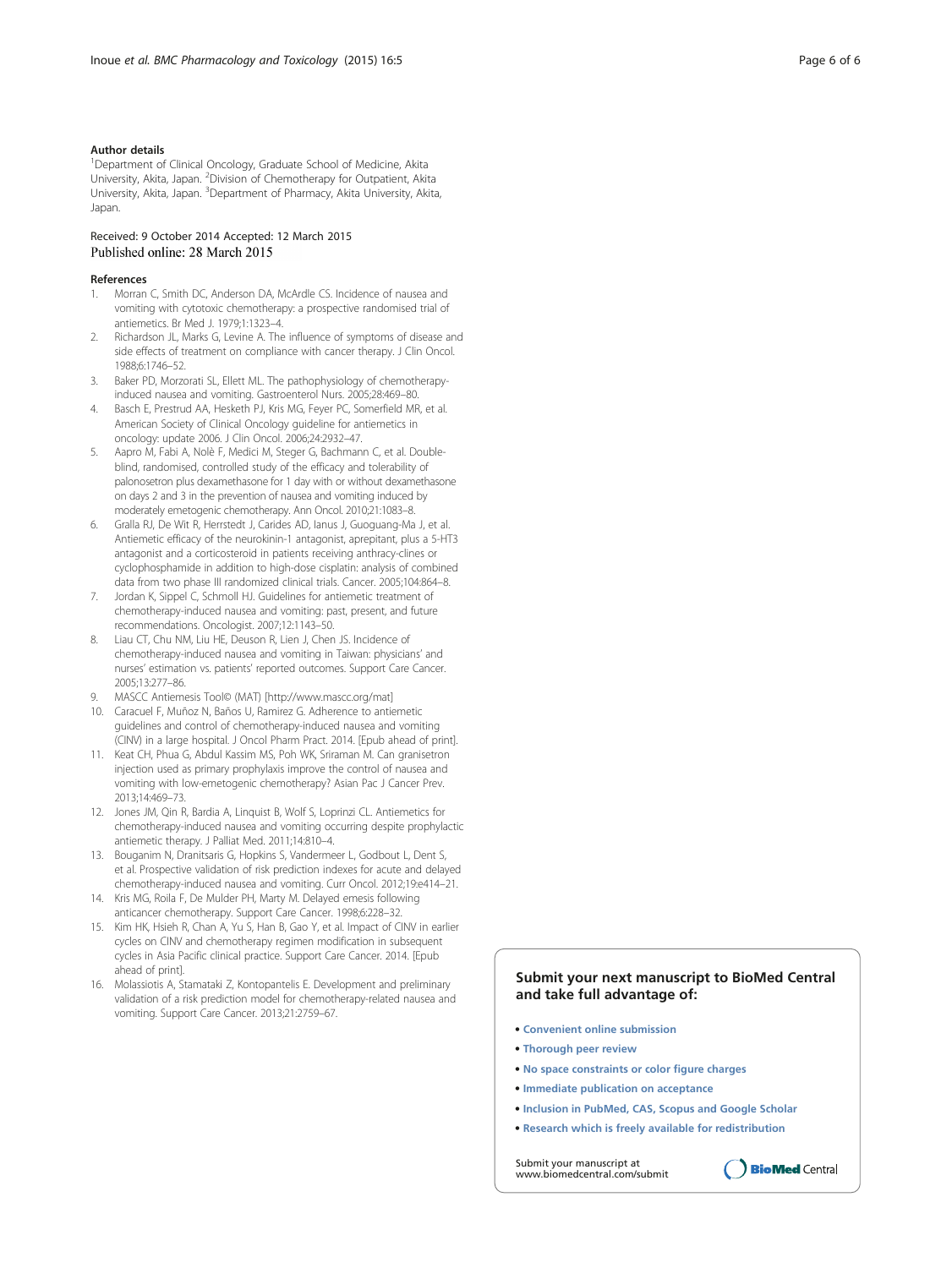#### Author details

[1]Department of Clinical Oncology, Graduate School of Medicine, Akita University, Akita, Japan. [2]Division of Chemotherapy for Outpatient, Akita University, Akita, Japan. [3]Department of Pharmacy, Akita University, Akita, Japan.

Received: 9 October 2014 Accepted: 12 March 2015
Published online: 28 March 2015

#### References

1. Morran C, Smith DC, Anderson DA, McArdle CS. Incidence of nausea and vomiting with cytotoxic chemotherapy: a prospective randomised trial of antiemetics. Br Med J. 1979;1:1323–4.
2. Richardson JL, Marks G, Levine A. The influence of symptoms of disease and side effects of treatment on compliance with cancer therapy. J Clin Oncol. 1988;6:1746–52.
3. Baker PD, Morzorati SL, Ellett ML. The pathophysiology of chemotherapy-induced nausea and vomiting. Gastroenterol Nurs. 2005;28:469–80.
4. Basch E, Prestrud AA, Hesketh PJ, Kris MG, Feyer PC, Somerfield MR, et al. American Society of Clinical Oncology guideline for antiemetics in oncology: update 2006. J Clin Oncol. 2006;24:2932–47.
5. Aapro M, Fabi A, Nolè F, Medici M, Steger G, Bachmann C, et al. Double-blind, randomised, controlled study of the efficacy and tolerability of palonosetron plus dexamethasone for 1 day with or without dexamethasone on days 2 and 3 in the prevention of nausea and vomiting induced by moderately emetogenic chemotherapy. Ann Oncol. 2010;21:1083–8.
6. Gralla RJ, De Wit R, Herrstedt J, Carides AD, Ianus J, Guoguang-Ma J, et al. Antiemetic efficacy of the neurokinin-1 antagonist, aprepitant, plus a 5-HT3 antagonist and a corticosteroid in patients receiving anthracy-clines or cyclophosphamide in addition to high-dose cisplatin: analysis of combined data from two phase III randomized clinical trials. Cancer. 2005;104:864–8.
7. Jordan K, Sippel C, Schmoll HJ. Guidelines for antiemetic treatment of chemotherapy-induced nausea and vomiting: past, present, and future recommendations. Oncologist. 2007;12:1143–50.
8. Liau CT, Chu NM, Liu HE, Deuson R, Lien J, Chen JS. Incidence of chemotherapy-induced nausea and vomiting in Taiwan: physicians' and nurses' estimation vs. patients' reported outcomes. Support Care Cancer. 2005;13:277–86.
9. MASCC Antiemesis Tool© (MAT) [http://www.mascc.org/mat]
10. Caracuel F, Muñoz N, Baños U, Ramirez G. Adherence to antiemetic guidelines and control of chemotherapy-induced nausea and vomiting (CINV) in a large hospital. J Oncol Pharm Pract. 2014. [Epub ahead of print].
11. Keat CH, Phua G, Abdul Kassim MS, Poh WK, Sriraman M. Can granisetron injection used as primary prophylaxis improve the control of nausea and vomiting with low-emetogenic chemotherapy? Asian Pac J Cancer Prev. 2013;14:469–73.
12. Jones JM, Qin R, Bardia A, Linquist B, Wolf S, Loprinzi CL. Antiemetics for chemotherapy-induced nausea and vomiting occurring despite prophylactic antiemetic therapy. J Palliat Med. 2011;14:810–4.
13. Bouganim N, Dranitsaris G, Hopkins S, Vandermeer L, Godbout L, Dent S, et al. Prospective validation of risk prediction indexes for acute and delayed chemotherapy-induced nausea and vomiting. Curr Oncol. 2012;19:e414–21.
14. Kris MG, Roila F, De Mulder PH, Marty M. Delayed emesis following anticancer chemotherapy. Support Care Cancer. 1998;6:228–32.
15. Kim HK, Hsieh R, Chan A, Yu S, Han B, Gao Y, et al. Impact of CINV in earlier cycles on CINV and chemotherapy regimen modification in subsequent cycles in Asia Pacific clinical practice. Support Care Cancer. 2014. [Epub ahead of print].
16. Molassiotis A, Stamataki Z, Kontopantelis E. Development and preliminary validation of a risk prediction model for chemotherapy-related nausea and vomiting. Support Care Cancer. 2013;21:2759–67.

**Submit your next manuscript to BioMed Central and take full advantage of:**

- **Convenient online submission**
- **Thorough peer review**
- **No space constraints or color figure charges**
- **Immediate publication on acceptance**
- **Inclusion in PubMed, CAS, Scopus and Google Scholar**
- **Research which is freely available for redistribution**

Submit your manuscript at
www.biomedcentral.com/submit

BioMed Central